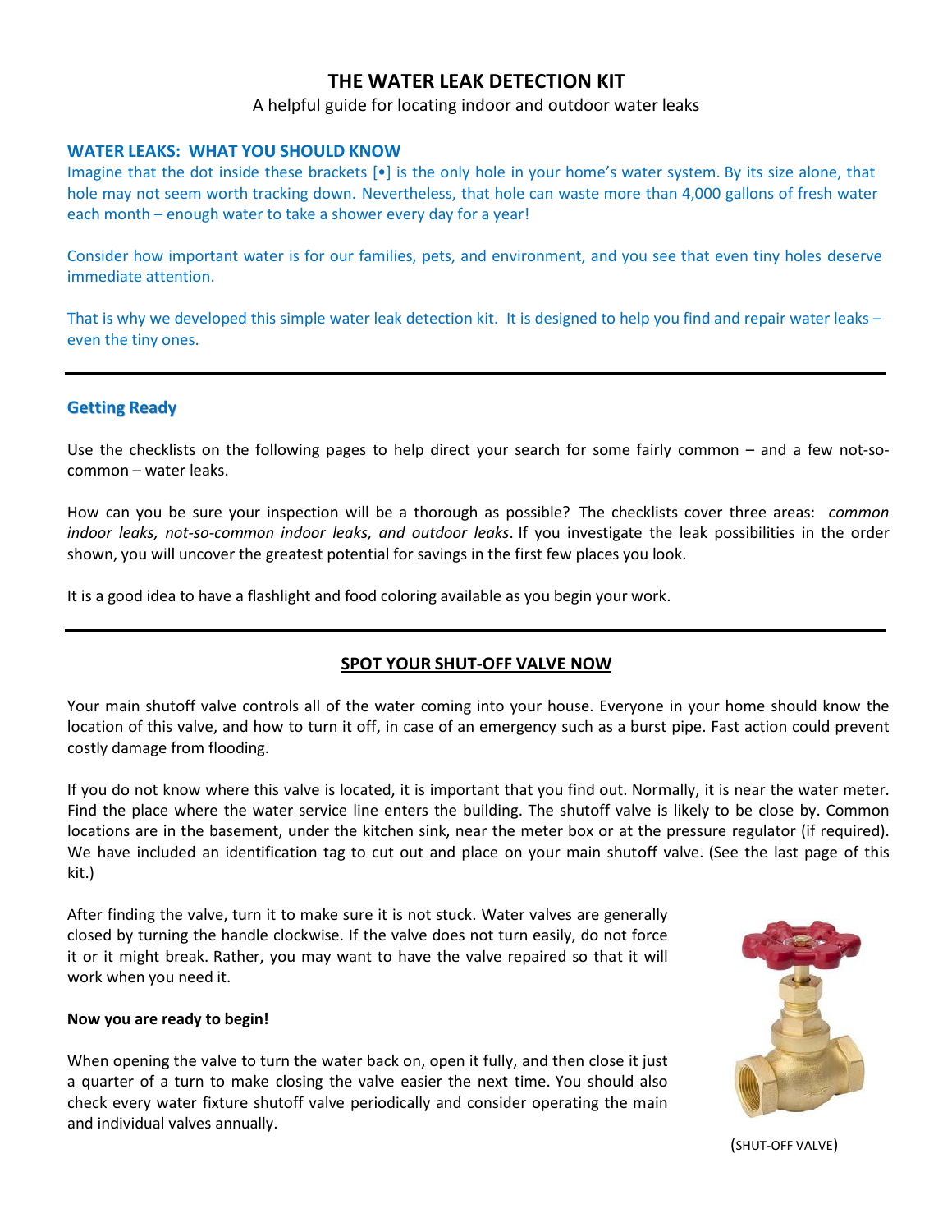# THE WATER LEAK DETECTION KIT

A helpful guide for locating indoor and outdoor water leaks

## WATER LEAKS: WHAT YOU SHOULD KNOW

Imagine that the dot inside these brackets [•] is the only hole in your home's water system. By its size alone, that hole may not seem worth tracking down. Nevertheless, that hole can waste more than 4,000 gallons of fresh water each month – enough water to take a shower every day for a year!

Consider how important water is for our families, pets, and environment, and you see that even tiny holes deserve immediate attention.

That is why we developed this simple water leak detection kit. It is designed to help you find and repair water leaks – even the tiny ones.

---

## Getting Ready

Use the checklists on the following pages to help direct your search for some fairly common – and a few not-so-common – water leaks.

How can you be sure your inspection will be a thorough as possible? The checklists cover three areas: *common indoor leaks, not-so-common indoor leaks, and outdoor leaks*. If you investigate the leak possibilities in the order shown, you will uncover the greatest potential for savings in the first few places you look.

It is a good idea to have a flashlight and food coloring available as you begin your work.

---

## SPOT YOUR SHUT-OFF VALVE NOW

Your main shutoff valve controls all of the water coming into your house. Everyone in your home should know the location of this valve, and how to turn it off, in case of an emergency such as a burst pipe. Fast action could prevent costly damage from flooding.

If you do not know where this valve is located, it is important that you find out. Normally, it is near the water meter. Find the place where the water service line enters the building. The shutoff valve is likely to be close by. Common locations are in the basement, under the kitchen sink, near the meter box or at the pressure regulator (if required). We have included an identification tag to cut out and place on your main shutoff valve. (See the last page of this kit.)

After finding the valve, turn it to make sure it is not stuck. Water valves are generally closed by turning the handle clockwise. If the valve does not turn easily, do not force it or it might break. Rather, you may want to have the valve repaired so that it will work when you need it.

**Now you are ready to begin!**

When opening the valve to turn the water back on, open it fully, and then close it just a quarter of a turn to make closing the valve easier the next time. You should also check every water fixture shutoff valve periodically and consider operating the main and individual valves annually.

(SHUT-OFF VALVE)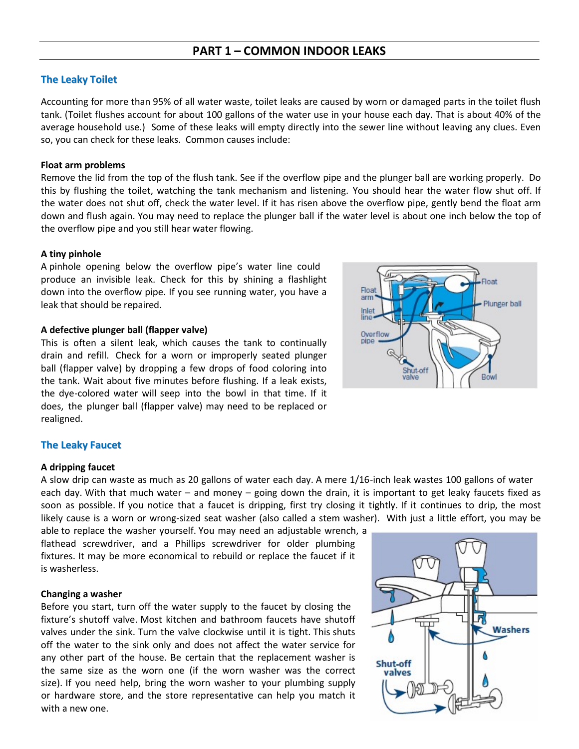## PART 1 – COMMON INDOOR LEAKS

### The Leaky Toilet

Accounting for more than 95% of all water waste, toilet leaks are caused by worn or damaged parts in the toilet flush tank. (Toilet flushes account for about 100 gallons of the water use in your house each day. That is about 40% of the average household use.) Some of these leaks will empty directly into the sewer line without leaving any clues. Even so, you can check for these leaks. Common causes include:

**Float arm problems**

Remove the lid from the top of the flush tank. See if the overflow pipe and the plunger ball are working properly. Do this by flushing the toilet, watching the tank mechanism and listening. You should hear the water flow shut off. If the water does not shut off, check the water level. If it has risen above the overflow pipe, gently bend the float arm down and flush again. You may need to replace the plunger ball if the water level is about one inch below the top of the overflow pipe and you still hear water flowing.

**A tiny pinhole**

A pinhole opening below the overflow pipe's water line could produce an invisible leak. Check for this by shining a flashlight down into the overflow pipe. If you see running water, you have a leak that should be repaired.

**A defective plunger ball (flapper valve)**

This is often a silent leak, which causes the tank to continually drain and refill. Check for a worn or improperly seated plunger ball (flapper valve) by dropping a few drops of food coloring into the tank. Wait about five minutes before flushing. If a leak exists, the dye-colored water will seep into the bowl in that time. If it does, the plunger ball (flapper valve) may need to be replaced or realigned.

### The Leaky Faucet

**A dripping faucet**

A slow drip can waste as much as 20 gallons of water each day. A mere 1/16-inch leak wastes 100 gallons of water each day. With that much water – and money – going down the drain, it is important to get leaky faucets fixed as soon as possible. If you notice that a faucet is dripping, first try closing it tightly. If it continues to drip, the most likely cause is a worn or wrong-sized seat washer (also called a stem washer). With just a little effort, you may be able to replace the washer yourself. You may need an adjustable wrench, a flathead screwdriver, and a Phillips screwdriver for older plumbing fixtures. It may be more economical to rebuild or replace the faucet if it is washerless.

**Changing a washer**

Before you start, turn off the water supply to the faucet by closing the fixture's shutoff valve. Most kitchen and bathroom faucets have shutoff valves under the sink. Turn the valve clockwise until it is tight. This shuts off the water to the sink only and does not affect the water service for any other part of the house. Be certain that the replacement washer is the same size as the worn one (if the worn washer was the correct size). If you need help, bring the worn washer to your plumbing supply or hardware store, and the store representative can help you match it with a new one.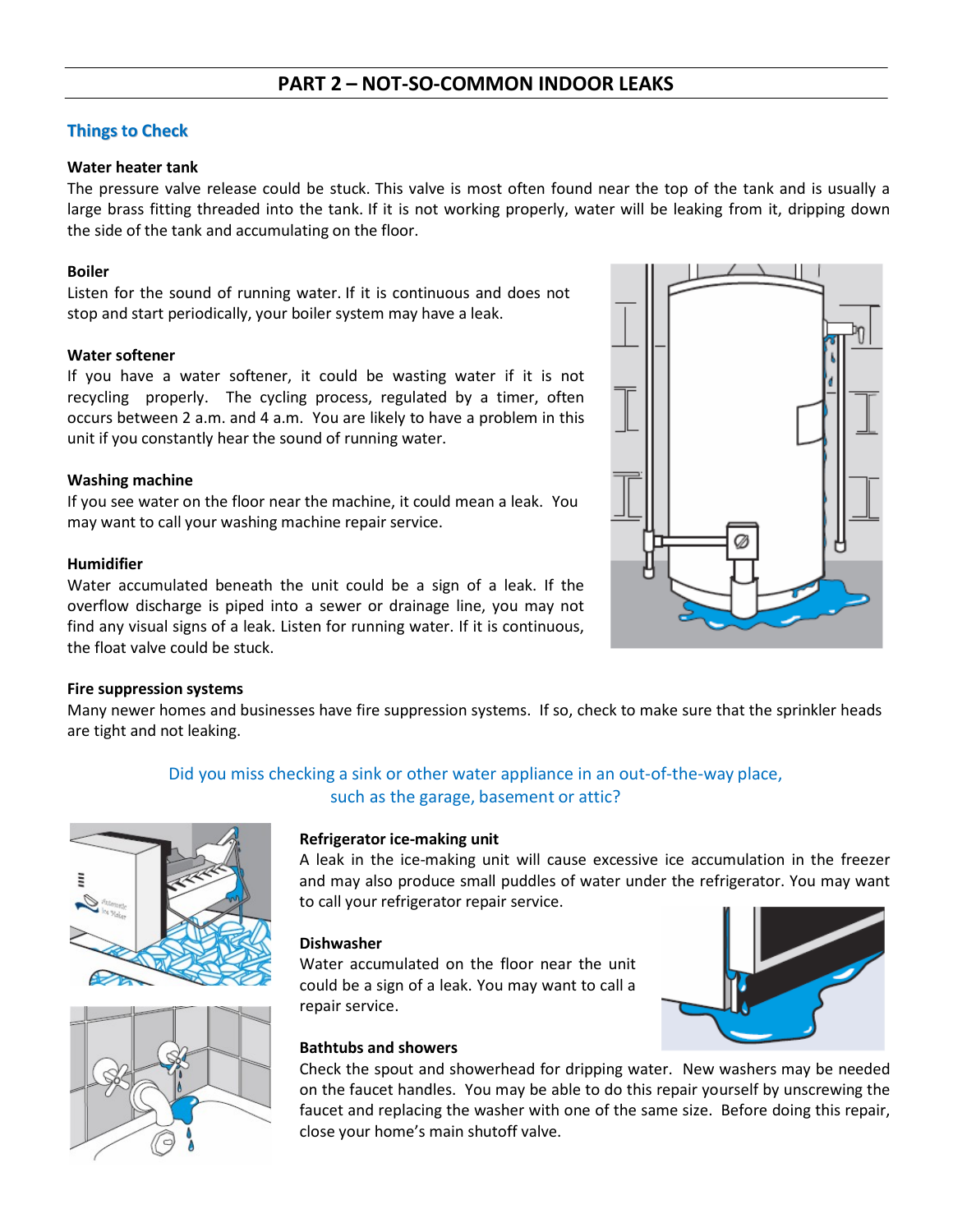## PART 2 – NOT-SO-COMMON INDOOR LEAKS

### Things to Check

**Water heater tank**
The pressure valve release could be stuck. This valve is most often found near the top of the tank and is usually a large brass fitting threaded into the tank. If it is not working properly, water will be leaking from it, dripping down the side of the tank and accumulating on the floor.

**Boiler**
Listen for the sound of running water. If it is continuous and does not stop and start periodically, your boiler system may have a leak.

**Water softener**
If you have a water softener, it could be wasting water if it is not recycling properly. The cycling process, regulated by a timer, often occurs between 2 a.m. and 4 a.m. You are likely to have a problem in this unit if you constantly hear the sound of running water.

**Washing machine**
If you see water on the floor near the machine, it could mean a leak. You may want to call your washing machine repair service.

**Humidifier**
Water accumulated beneath the unit could be a sign of a leak. If the overflow discharge is piped into a sewer or drainage line, you may not find any visual signs of a leak. Listen for running water. If it is continuous, the float valve could be stuck.

**Fire suppression systems**
Many newer homes and businesses have fire suppression systems. If so, check to make sure that the sprinkler heads are tight and not leaking.

Did you miss checking a sink or other water appliance in an out-of-the-way place, such as the garage, basement or attic?

**Refrigerator ice-making unit**
A leak in the ice-making unit will cause excessive ice accumulation in the freezer and may also produce small puddles of water under the refrigerator. You may want to call your refrigerator repair service.

**Dishwasher**
Water accumulated on the floor near the unit could be a sign of a leak. You may want to call a repair service.

**Bathtubs and showers**
Check the spout and showerhead for dripping water. New washers may be needed on the faucet handles. You may be able to do this repair yourself by unscrewing the faucet and replacing the washer with one of the same size. Before doing this repair, close your home's main shutoff valve.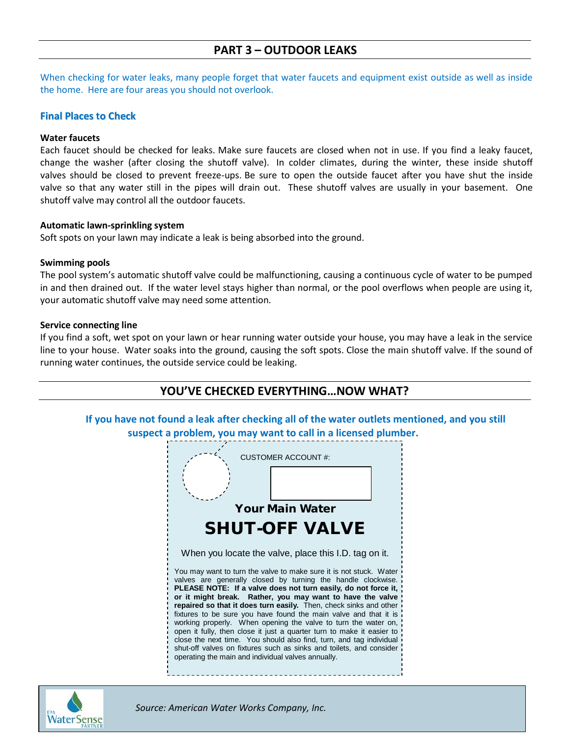## PART 3 – OUTDOOR LEAKS

When checking for water leaks, many people forget that water faucets and equipment exist outside as well as inside the home. Here are four areas you should not overlook.

### Final Places to Check

**Water faucets**

Each faucet should be checked for leaks. Make sure faucets are closed when not in use. If you find a leaky faucet, change the washer (after closing the shutoff valve). In colder climates, during the winter, these inside shutoff valves should be closed to prevent freeze-ups. Be sure to open the outside faucet after you have shut the inside valve so that any water still in the pipes will drain out. These shutoff valves are usually in your basement. One shutoff valve may control all the outdoor faucets.

**Automatic lawn-sprinkling system**

Soft spots on your lawn may indicate a leak is being absorbed into the ground.

**Swimming pools**

The pool system's automatic shutoff valve could be malfunctioning, causing a continuous cycle of water to be pumped in and then drained out. If the water level stays higher than normal, or the pool overflows when people are using it, your automatic shutoff valve may need some attention.

**Service connecting line**

If you find a soft, wet spot on your lawn or hear running water outside your house, you may have a leak in the service line to your house. Water soaks into the ground, causing the soft spots. Close the main shutoff valve. If the sound of running water continues, the outside service could be leaking.

## YOU'VE CHECKED EVERYTHING…NOW WHAT?

**If you have not found a leak after checking all of the water outlets mentioned, and you still suspect a problem, you may want to call in a licensed plumber.**

CUSTOMER ACCOUNT #:

**Your Main Water**

**SHUT-OFF VALVE**

When you locate the valve, place this I.D. tag on it.

You may want to turn the valve to make sure it is not stuck. Water valves are generally closed by turning the handle clockwise. **PLEASE NOTE: If a valve does not turn easily, do not force it, or it might break. Rather, you may want to have the valve repaired so that it does turn easily.** Then, check sinks and other fixtures to be sure you have found the main valve and that it is working properly. When opening the valve to turn the water on, open it fully, then close it just a quarter turn to make it easier to close the next time. You should also find, turn, and tag individual shut-off valves on fixtures such as sinks and toilets, and consider operating the main and individual valves annually.

EPA WaterSense PARTNER

*Source: American Water Works Company, Inc.*